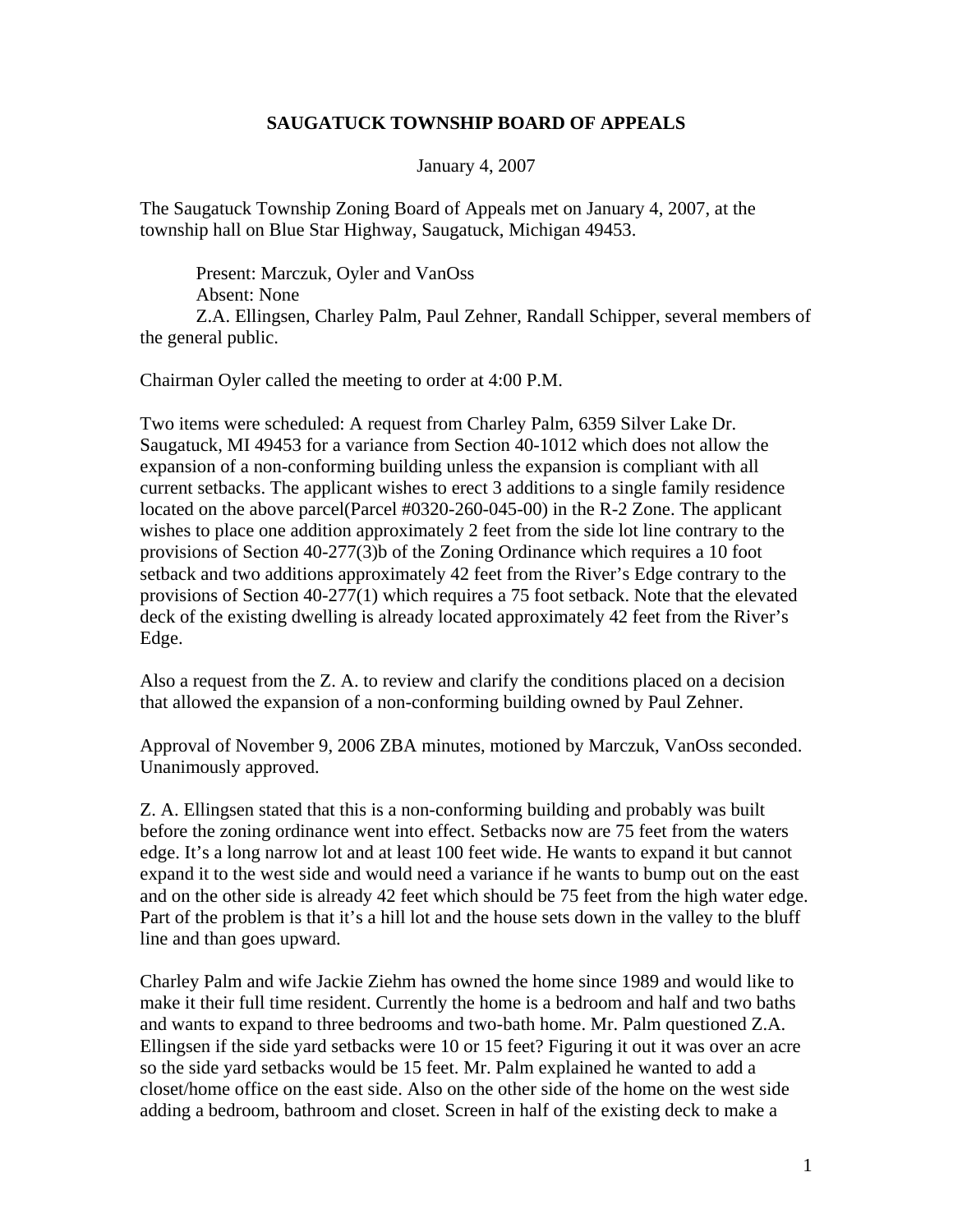# SAUGATUCK TOWNSHIP BOARD OF APPEALS

January 4, 2007

The Saugatuck Township Zoning Board of Appeals met on January 4, 2007, at the township hall on Blue Star Highway, Saugatuck, Michigan 49453.

Present: Marczuk, Oyler and VanOss
Absent: None
Z.A. Ellingsen, Charley Palm, Paul Zehner, Randall Schipper, several members of the general public.

Chairman Oyler called the meeting to order at 4:00 P.M.

Two items were scheduled: A request from Charley Palm, 6359 Silver Lake Dr. Saugatuck, MI 49453 for a variance from Section 40-1012 which does not allow the expansion of a non-conforming building unless the expansion is compliant with all current setbacks. The applicant wishes to erect 3 additions to a single family residence located on the above parcel(Parcel #0320-260-045-00) in the R-2 Zone. The applicant wishes to place one addition approximately 2 feet from the side lot line contrary to the provisions of Section 40-277(3)b of the Zoning Ordinance which requires a 10 foot setback and two additions approximately 42 feet from the River's Edge contrary to the provisions of Section 40-277(1) which requires a 75 foot setback. Note that the elevated deck of the existing dwelling is already located approximately 42 feet from the River's Edge.

Also a request from the Z. A. to review and clarify the conditions placed on a decision that allowed the expansion of a non-conforming building owned by Paul Zehner.

Approval of November 9, 2006 ZBA minutes, motioned by Marczuk, VanOss seconded. Unanimously approved.

Z. A. Ellingsen stated that this is a non-conforming building and probably was built before the zoning ordinance went into effect. Setbacks now are 75 feet from the waters edge. It's a long narrow lot and at least 100 feet wide. He wants to expand it but cannot expand it to the west side and would need a variance if he wants to bump out on the east and on the other side is already 42 feet which should be 75 feet from the high water edge. Part of the problem is that it's a hill lot and the house sets down in the valley to the bluff line and than goes upward.

Charley Palm and wife Jackie Ziehm has owned the home since 1989 and would like to make it their full time resident. Currently the home is a bedroom and half and two baths and wants to expand to three bedrooms and two-bath home. Mr. Palm questioned Z.A. Ellingsen if the side yard setbacks were 10 or 15 feet? Figuring it out it was over an acre so the side yard setbacks would be 15 feet. Mr. Palm explained he wanted to add a closet/home office on the east side. Also on the other side of the home on the west side adding a bedroom, bathroom and closet. Screen in half of the existing deck to make a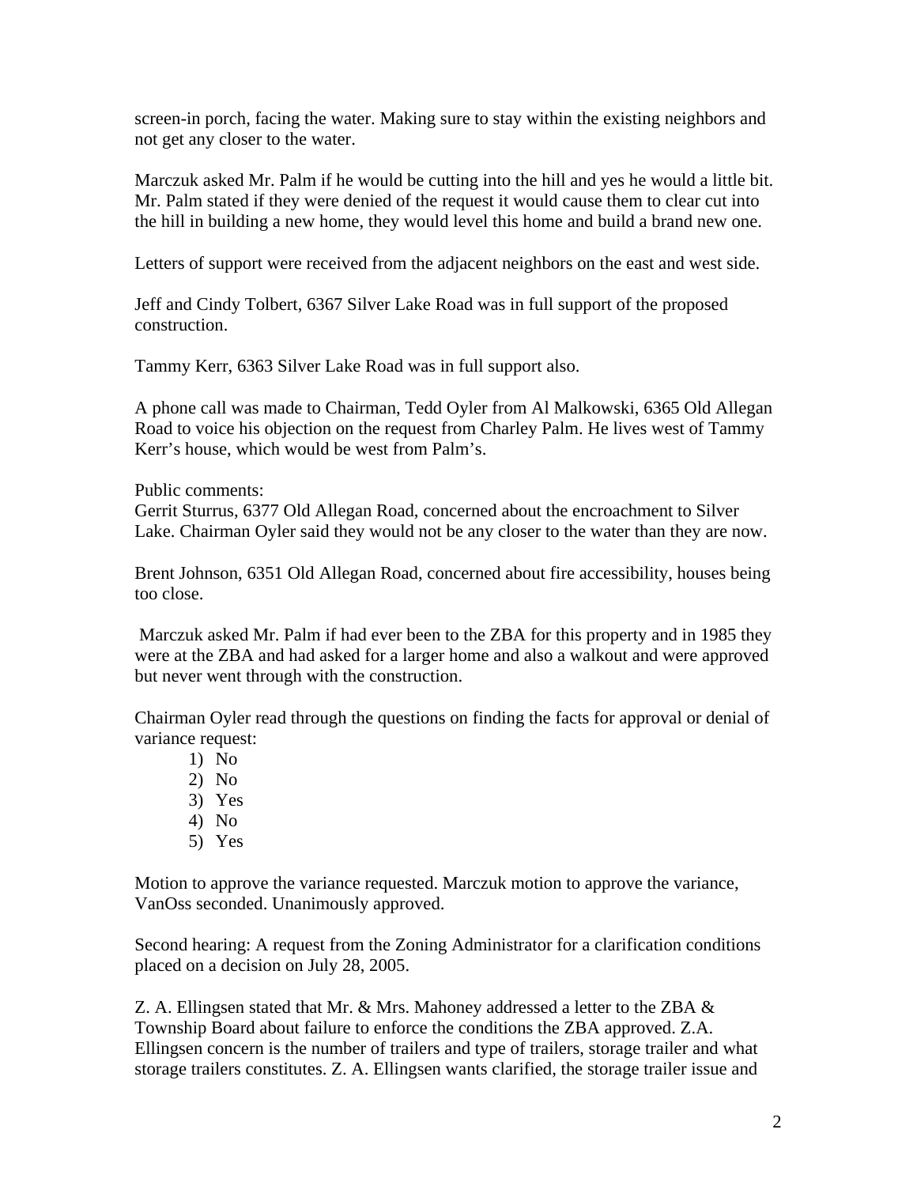screen-in porch, facing the water. Making sure to stay within the existing neighbors and not get any closer to the water.

Marczuk asked Mr. Palm if he would be cutting into the hill and yes he would a little bit. Mr. Palm stated if they were denied of the request it would cause them to clear cut into the hill in building a new home, they would level this home and build a brand new one.

Letters of support were received from the adjacent neighbors on the east and west side.

Jeff and Cindy Tolbert, 6367 Silver Lake Road was in full support of the proposed construction.

Tammy Kerr, 6363 Silver Lake Road was in full support also.

A phone call was made to Chairman, Tedd Oyler from Al Malkowski, 6365 Old Allegan Road to voice his objection on the request from Charley Palm. He lives west of Tammy Kerr's house, which would be west from Palm's.

Public comments:
Gerrit Sturrus, 6377 Old Allegan Road, concerned about the encroachment to Silver Lake. Chairman Oyler said they would not be any closer to the water than they are now.

Brent Johnson, 6351 Old Allegan Road, concerned about fire accessibility, houses being too close.

Marczuk asked Mr. Palm if had ever been to the ZBA for this property and in 1985 they were at the ZBA and had asked for a larger home and also a walkout and were approved but never went through with the construction.

Chairman Oyler read through the questions on finding the facts for approval or denial of variance request:

1) No
2) No
3) Yes
4) No
5) Yes

Motion to approve the variance requested. Marczuk motion to approve the variance, VanOss seconded. Unanimously approved.

Second hearing: A request from the Zoning Administrator for a clarification conditions placed on a decision on July 28, 2005.

Z. A. Ellingsen stated that Mr. & Mrs. Mahoney addressed a letter to the ZBA & Township Board about failure to enforce the conditions the ZBA approved. Z.A. Ellingsen concern is the number of trailers and type of trailers, storage trailer and what storage trailers constitutes. Z. A. Ellingsen wants clarified, the storage trailer issue and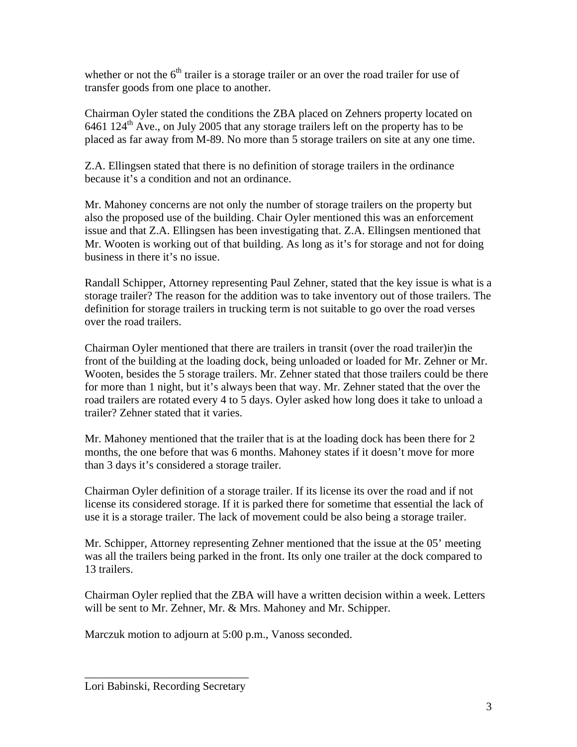whether or not the 6th trailer is a storage trailer or an over the road trailer for use of transfer goods from one place to another.

Chairman Oyler stated the conditions the ZBA placed on Zehners property located on 6461 124th Ave., on July 2005 that any storage trailers left on the property has to be placed as far away from M-89. No more than 5 storage trailers on site at any one time.

Z.A. Ellingsen stated that there is no definition of storage trailers in the ordinance because it's a condition and not an ordinance.

Mr. Mahoney concerns are not only the number of storage trailers on the property but also the proposed use of the building. Chair Oyler mentioned this was an enforcement issue and that Z.A. Ellingsen has been investigating that. Z.A. Ellingsen mentioned that Mr. Wooten is working out of that building. As long as it's for storage and not for doing business in there it's no issue.

Randall Schipper, Attorney representing Paul Zehner, stated that the key issue is what is a storage trailer? The reason for the addition was to take inventory out of those trailers. The definition for storage trailers in trucking term is not suitable to go over the road verses over the road trailers.

Chairman Oyler mentioned that there are trailers in transit (over the road trailer)in the front of the building at the loading dock, being unloaded or loaded for Mr. Zehner or Mr. Wooten, besides the 5 storage trailers. Mr. Zehner stated that those trailers could be there for more than 1 night, but it's always been that way. Mr. Zehner stated that the over the road trailers are rotated every 4 to 5 days. Oyler asked how long does it take to unload a trailer? Zehner stated that it varies.

Mr. Mahoney mentioned that the trailer that is at the loading dock has been there for 2 months, the one before that was 6 months. Mahoney states if it doesn't move for more than 3 days it's considered a storage trailer.

Chairman Oyler definition of a storage trailer. If its license its over the road and if not license its considered storage. If it is parked there for sometime that essential the lack of use it is a storage trailer. The lack of movement could be also being a storage trailer.

Mr. Schipper, Attorney representing Zehner mentioned that the issue at the 05' meeting was all the trailers being parked in the front. Its only one trailer at the dock compared to 13 trailers.

Chairman Oyler replied that the ZBA will have a written decision within a week. Letters will be sent to Mr. Zehner, Mr. & Mrs. Mahoney and Mr. Schipper.

Marczuk motion to adjourn at 5:00 p.m., Vanoss seconded.

\_\_\_\_\_\_\_\_\_\_\_\_\_\_\_\_\_\_\_\_\_\_\_\_\_\_\_\_\_\_

Lori Babinski, Recording Secretary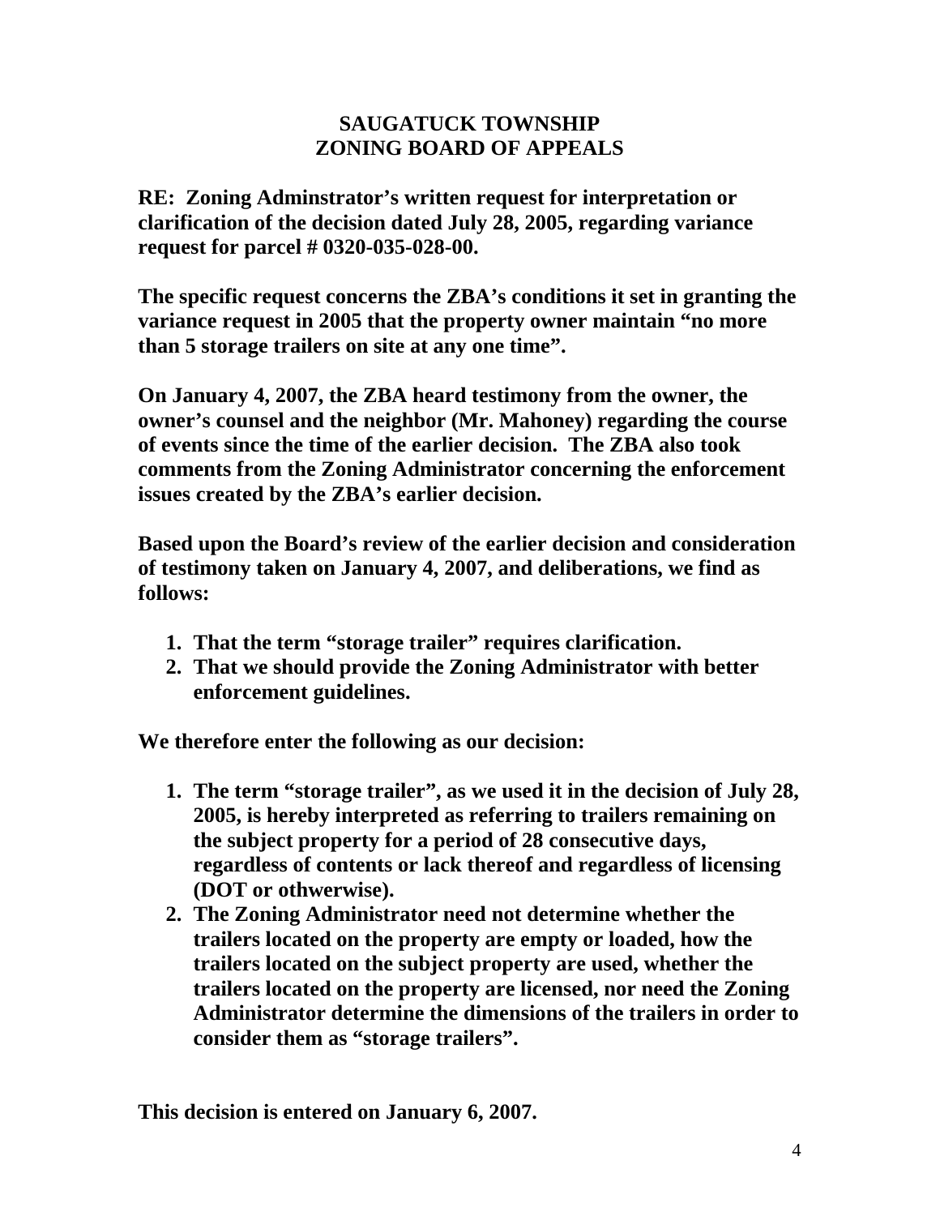# SAUGATUCK TOWNSHIP
# ZONING BOARD OF APPEALS

**RE: Zoning Adminstrator's written request for interpretation or clarification of the decision dated July 28, 2005, regarding variance request for parcel # 0320-035-028-00.**

**The specific request concerns the ZBA's conditions it set in granting the variance request in 2005 that the property owner maintain "no more than 5 storage trailers on site at any one time".**

**On January 4, 2007, the ZBA heard testimony from the owner, the owner's counsel and the neighbor (Mr. Mahoney) regarding the course of events since the time of the earlier decision. The ZBA also took comments from the Zoning Administrator concerning the enforcement issues created by the ZBA's earlier decision.**

**Based upon the Board's review of the earlier decision and consideration of testimony taken on January 4, 2007, and deliberations, we find as follows:**

1. **That the term "storage trailer" requires clarification.**
2. **That we should provide the Zoning Administrator with better enforcement guidelines.**

**We therefore enter the following as our decision:**

1. **The term "storage trailer", as we used it in the decision of July 28, 2005, is hereby interpreted as referring to trailers remaining on the subject property for a period of 28 consecutive days, regardless of contents or lack thereof and regardless of licensing (DOT or othwerwise).**
2. **The Zoning Administrator need not determine whether the trailers located on the property are empty or loaded, how the trailers located on the subject property are used, whether the trailers located on the property are licensed, nor need the Zoning Administrator determine the dimensions of the trailers in order to consider them as "storage trailers".**

**This decision is entered on January 6, 2007.**